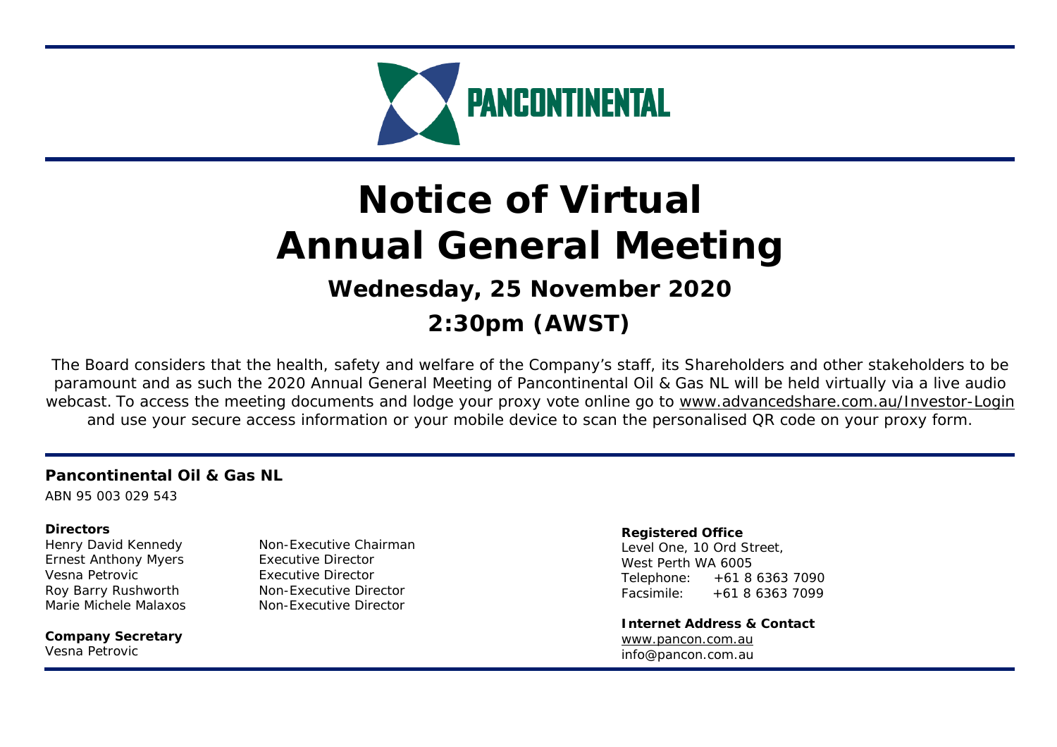PANCONTINENTAL

# Notice of Virtual Annual General Meeting

## Wednesday, 25 November 2020

## 2:30pm (AWST)

The Board considers that the health, safety and welfare of the Company's staff, its Shareholders and other stakeholders to be paramount and as such the 2020 Annual General Meeting of Pancontinental Oil & Gas NL will be held virtually via a live audio webcast. To access the meeting documents and lodge your proxy vote online go to www.advancedshare.com.au/Investor-Login and use your secure access information or your mobile device to scan the personalised QR code on your proxy form.

**Pancontinental Oil & Gas NL**

ABN 95 003 029 543

**Directors**

| | |
|---|---|
| Henry David Kennedy | Non-Executive Chairman |
| Ernest Anthony Myers | Executive Director |
| Vesna Petrovic | Executive Director |
| Roy Barry Rushworth | Non-Executive Director |
| Marie Michele Malaxos | Non-Executive Director |

**Company Secretary**

Vesna Petrovic

**Registered Office**

Level One, 10 Ord Street,
West Perth WA 6005
Telephone: +61 8 6363 7090
Facsimile: +61 8 6363 7099

**Internet Address & Contact**

www.pancon.com.au
info@pancon.com.au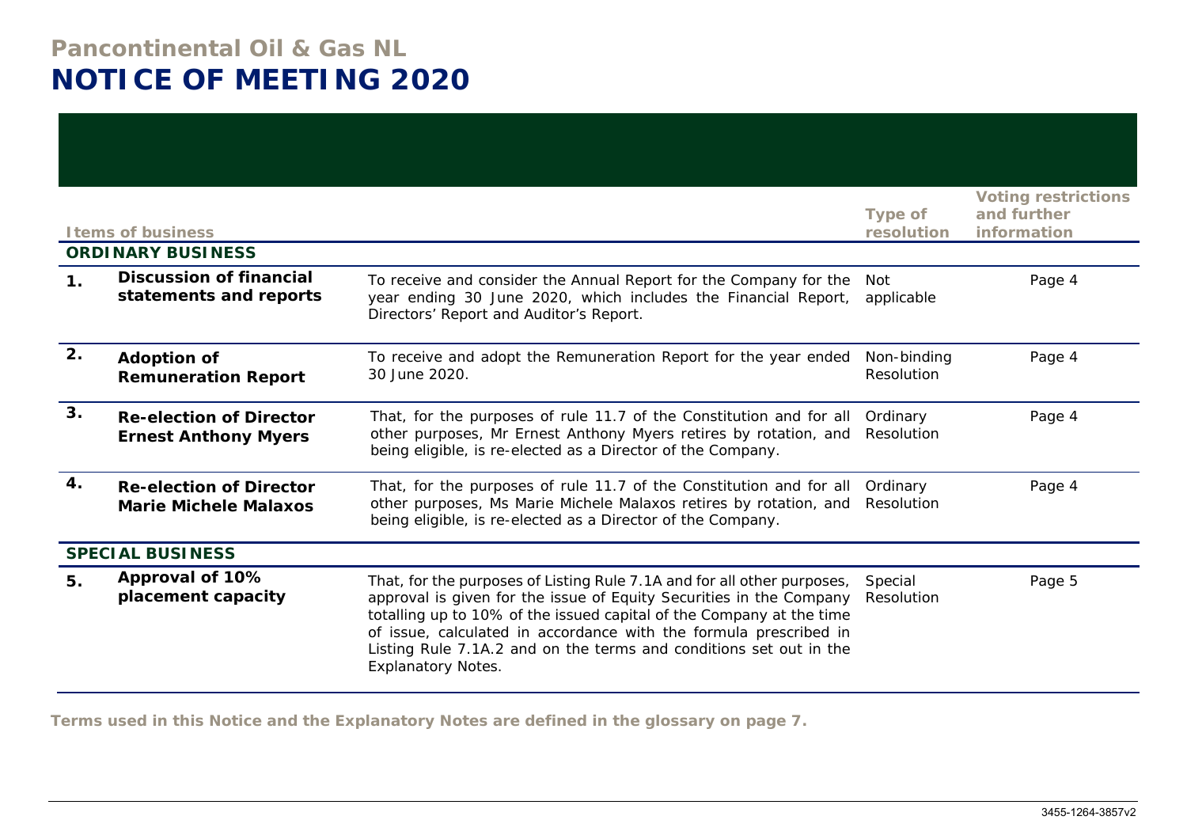**Pancontinental Oil & Gas NL**

# NOTICE OF MEETING 2020

| Items of business | | | Type of resolution | Voting restrictions and further information |
|---|---|---|---|---|
| **ORDINARY BUSINESS** | | | | |
| **1.** | **Discussion of financial statements and reports** | To receive and consider the Annual Report for the Company for the year ending 30 June 2020, which includes the Financial Report, Directors' Report and Auditor's Report. | Not applicable | Page 4 |
| **2.** | **Adoption of Remuneration Report** | To receive and adopt the Remuneration Report for the year ended 30 June 2020. | Non-binding Resolution | Page 4 |
| **3.** | **Re-election of Director Ernest Anthony Myers** | That, for the purposes of rule 11.7 of the Constitution and for all other purposes, Mr Ernest Anthony Myers retires by rotation, and being eligible, is re-elected as a Director of the Company. | Ordinary Resolution | Page 4 |
| **4.** | **Re-election of Director Marie Michele Malaxos** | That, for the purposes of rule 11.7 of the Constitution and for all other purposes, Ms Marie Michele Malaxos retires by rotation, and being eligible, is re-elected as a Director of the Company. | Ordinary Resolution | Page 4 |
| **SPECIAL BUSINESS** | | | | |
| **5.** | **Approval of 10% placement capacity** | That, for the purposes of Listing Rule 7.1A and for all other purposes, approval is given for the issue of Equity Securities in the Company totalling up to 10% of the issued capital of the Company at the time of issue, calculated in accordance with the formula prescribed in Listing Rule 7.1A.2 and on the terms and conditions set out in the Explanatory Notes. | Special Resolution | Page 5 |

**Terms used in this Notice and the Explanatory Notes are defined in the glossary on page 7.**

3455-1264-3857v2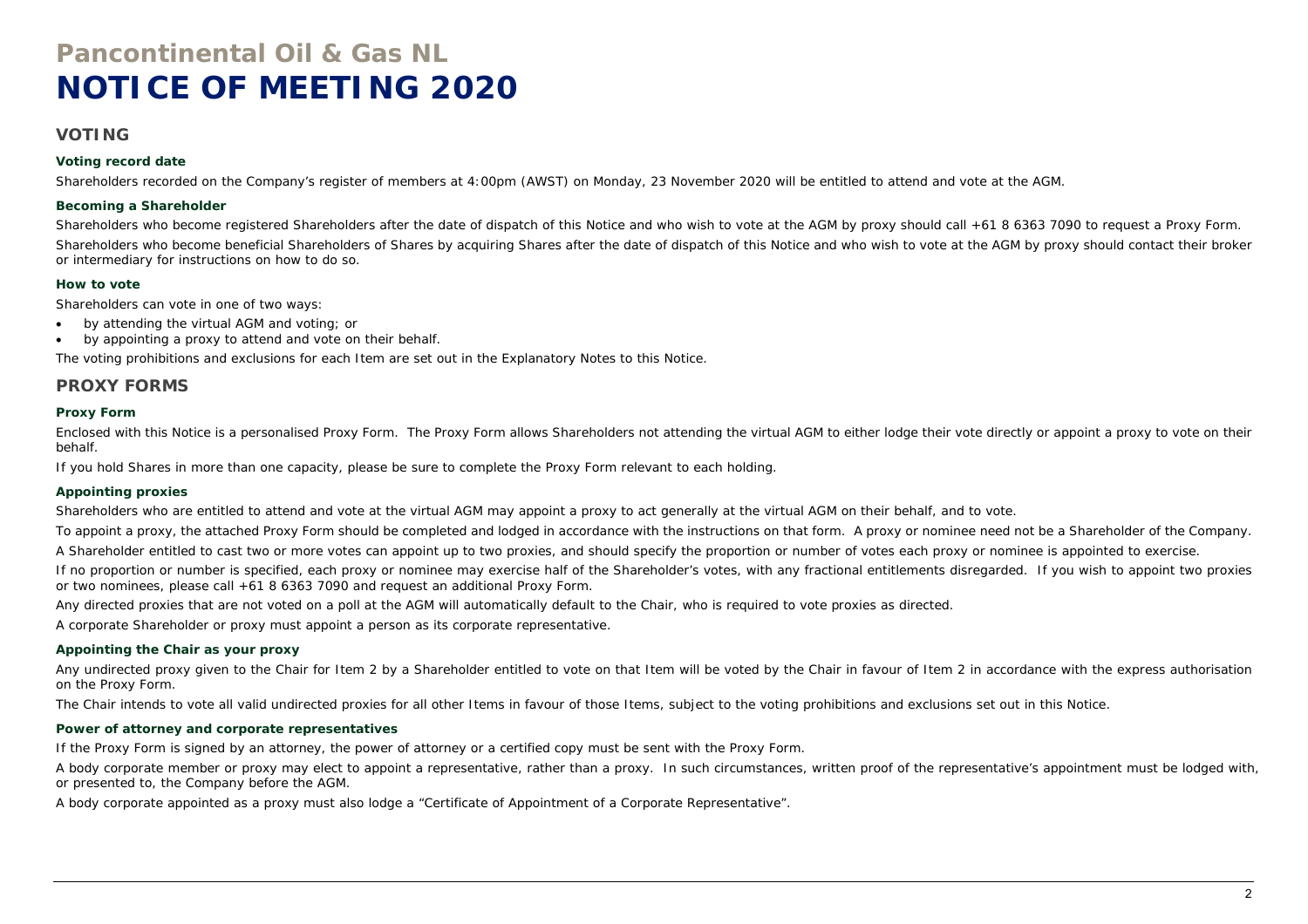# Pancontinental Oil & Gas NL
# NOTICE OF MEETING 2020

## VOTING

### Voting record date

Shareholders recorded on the Company's register of members at 4:00pm (AWST) on Monday, 23 November 2020 will be entitled to attend and vote at the AGM.

### Becoming a Shareholder

Shareholders who become registered Shareholders after the date of dispatch of this Notice and who wish to vote at the AGM by proxy should call +61 8 6363 7090 to request a Proxy Form.

Shareholders who become beneficial Shareholders of Shares by acquiring Shares after the date of dispatch of this Notice and who wish to vote at the AGM by proxy should contact their broker or intermediary for instructions on how to do so.

### How to vote

Shareholders can vote in one of two ways:

- by attending the virtual AGM and voting; or
- by appointing a proxy to attend and vote on their behalf.

The voting prohibitions and exclusions for each Item are set out in the Explanatory Notes to this Notice.

## PROXY FORMS

### Proxy Form

Enclosed with this Notice is a personalised Proxy Form. The Proxy Form allows Shareholders not attending the virtual AGM to either lodge their vote directly or appoint a proxy to vote on their behalf.

If you hold Shares in more than one capacity, please be sure to complete the Proxy Form relevant to each holding.

### Appointing proxies

Shareholders who are entitled to attend and vote at the virtual AGM may appoint a proxy to act generally at the virtual AGM on their behalf, and to vote.

To appoint a proxy, the attached Proxy Form should be completed and lodged in accordance with the instructions on that form. A proxy or nominee need not be a Shareholder of the Company.

A Shareholder entitled to cast two or more votes can appoint up to two proxies, and should specify the proportion or number of votes each proxy or nominee is appointed to exercise.

If no proportion or number is specified, each proxy or nominee may exercise half of the Shareholder's votes, with any fractional entitlements disregarded. If you wish to appoint two proxies or two nominees, please call +61 8 6363 7090 and request an additional Proxy Form.

Any directed proxies that are not voted on a poll at the AGM will automatically default to the Chair, who is required to vote proxies as directed.

A corporate Shareholder or proxy must appoint a person as its corporate representative.

### Appointing the Chair as your proxy

Any undirected proxy given to the Chair for Item 2 by a Shareholder entitled to vote on that Item will be voted by the Chair in favour of Item 2 in accordance with the express authorisation on the Proxy Form.

The Chair intends to vote all valid undirected proxies for all other Items in favour of those Items, subject to the voting prohibitions and exclusions set out in this Notice.

### Power of attorney and corporate representatives

If the Proxy Form is signed by an attorney, the power of attorney or a certified copy must be sent with the Proxy Form.

A body corporate member or proxy may elect to appoint a representative, rather than a proxy. In such circumstances, written proof of the representative's appointment must be lodged with, or presented to, the Company before the AGM.

A body corporate appointed as a proxy must also lodge a "Certificate of Appointment of a Corporate Representative".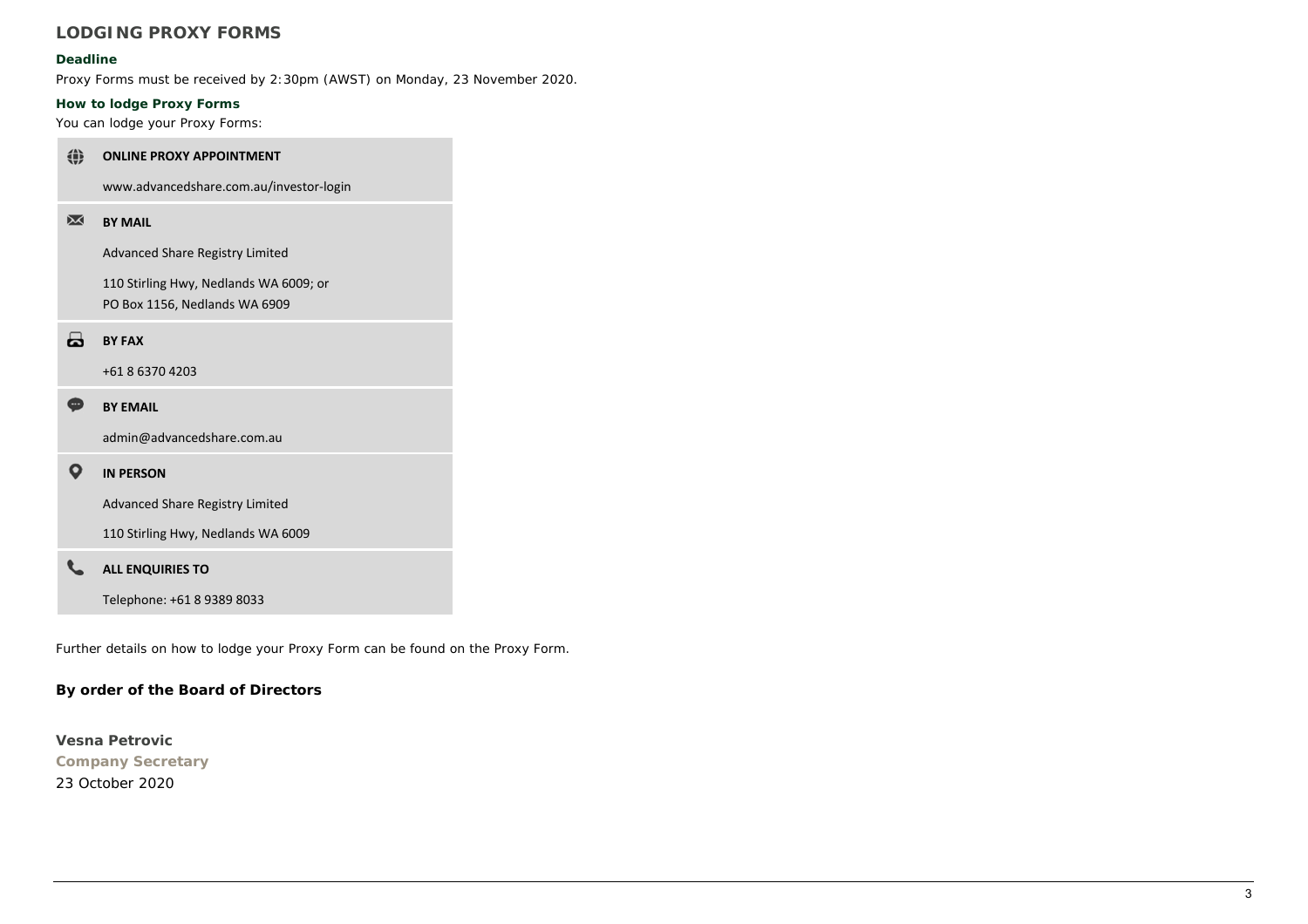## LODGING PROXY FORMS

### Deadline

Proxy Forms must be received by 2:30pm (AWST) on Monday, 23 November 2020.

### How to lodge Proxy Forms

You can lodge your Proxy Forms:

**ONLINE PROXY APPOINTMENT**

www.advancedshare.com.au/investor-login

**BY MAIL**

Advanced Share Registry Limited

110 Stirling Hwy, Nedlands WA 6009; or
PO Box 1156, Nedlands WA 6909

**BY FAX**

+61 8 6370 4203

**BY EMAIL**

admin@advancedshare.com.au

**IN PERSON**

Advanced Share Registry Limited

110 Stirling Hwy, Nedlands WA 6009

**ALL ENQUIRIES TO**

Telephone: +61 8 9389 8033

Further details on how to lodge your Proxy Form can be found on the Proxy Form.

**By order of the Board of Directors**

**Vesna Petrovic**
**Company Secretary**
23 October 2020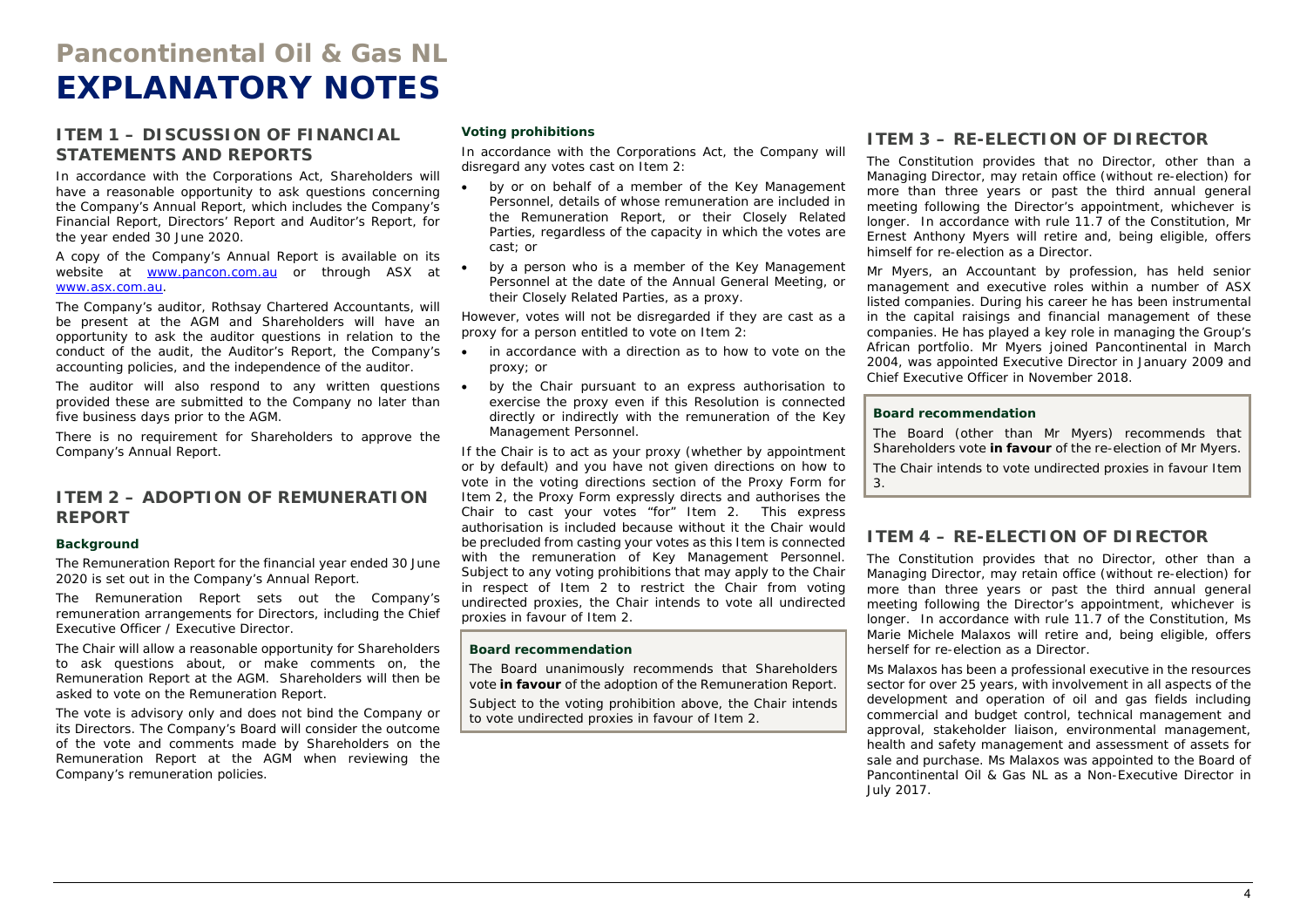# Pancontinental Oil & Gas NL

# EXPLANATORY NOTES

## ITEM 1 – DISCUSSION OF FINANCIAL STATEMENTS AND REPORTS

In accordance with the Corporations Act, Shareholders will have a reasonable opportunity to ask questions concerning the Company's Annual Report, which includes the Company's Financial Report, Directors' Report and Auditor's Report, for the year ended 30 June 2020.

A copy of the Company's Annual Report is available on its website at www.pancon.com.au or through ASX at www.asx.com.au.

The Company's auditor, Rothsay Chartered Accountants, will be present at the AGM and Shareholders will have an opportunity to ask the auditor questions in relation to the conduct of the audit, the Auditor's Report, the Company's accounting policies, and the independence of the auditor.

The auditor will also respond to any written questions provided these are submitted to the Company no later than five business days prior to the AGM.

There is no requirement for Shareholders to approve the Company's Annual Report.

## ITEM 2 – ADOPTION OF REMUNERATION REPORT

### Background

The Remuneration Report for the financial year ended 30 June 2020 is set out in the Company's Annual Report.

The Remuneration Report sets out the Company's remuneration arrangements for Directors, including the Chief Executive Officer / Executive Director.

The Chair will allow a reasonable opportunity for Shareholders to ask questions about, or make comments on, the Remuneration Report at the AGM. Shareholders will then be asked to vote on the Remuneration Report.

The vote is advisory only and does not bind the Company or its Directors. The Company's Board will consider the outcome of the vote and comments made by Shareholders on the Remuneration Report at the AGM when reviewing the Company's remuneration policies.

### Voting prohibitions

In accordance with the Corporations Act, the Company will disregard any votes cast on Item 2:

- by or on behalf of a member of the Key Management Personnel, details of whose remuneration are included in the Remuneration Report, or their Closely Related Parties, regardless of the capacity in which the votes are cast; or
- by a person who is a member of the Key Management Personnel at the date of the Annual General Meeting, or their Closely Related Parties, as a proxy.

However, votes will not be disregarded if they are cast as a proxy for a person entitled to vote on Item 2:

- in accordance with a direction as to how to vote on the proxy; or
- by the Chair pursuant to an express authorisation to exercise the proxy even if this Resolution is connected directly or indirectly with the remuneration of the Key Management Personnel.

If the Chair is to act as your proxy (whether by appointment or by default) and you have not given directions on how to vote in the voting directions section of the Proxy Form for Item 2, the Proxy Form expressly directs and authorises the Chair to cast your votes "for" Item 2. This express authorisation is included because without it the Chair would be precluded from casting your votes as this Item is connected with the remuneration of Key Management Personnel. Subject to any voting prohibitions that may apply to the Chair in respect of Item 2 to restrict the Chair from voting undirected proxies, the Chair intends to vote all undirected proxies in favour of Item 2.

### Board recommendation

The Board unanimously recommends that Shareholders vote **in favour** of the adoption of the Remuneration Report.

Subject to the voting prohibition above, the Chair intends to vote undirected proxies in favour of Item 2.

## ITEM 3 – RE-ELECTION OF DIRECTOR

The Constitution provides that no Director, other than a Managing Director, may retain office (without re-election) for more than three years or past the third annual general meeting following the Director's appointment, whichever is longer. In accordance with rule 11.7 of the Constitution, Mr Ernest Anthony Myers will retire and, being eligible, offers himself for re-election as a Director.

Mr Myers, an Accountant by profession, has held senior management and executive roles within a number of ASX listed companies. During his career he has been instrumental in the capital raisings and financial management of these companies. He has played a key role in managing the Group's African portfolio. Mr Myers joined Pancontinental in March 2004, was appointed Executive Director in January 2009 and Chief Executive Officer in November 2018.

### Board recommendation

The Board (other than Mr Myers) recommends that Shareholders vote **in favour** of the re-election of Mr Myers.

The Chair intends to vote undirected proxies in favour Item 3.

## ITEM 4 – RE-ELECTION OF DIRECTOR

The Constitution provides that no Director, other than a Managing Director, may retain office (without re-election) for more than three years or past the third annual general meeting following the Director's appointment, whichever is longer. In accordance with rule 11.7 of the Constitution, Ms Marie Michele Malaxos will retire and, being eligible, offers herself for re-election as a Director.

Ms Malaxos has been a professional executive in the resources sector for over 25 years, with involvement in all aspects of the development and operation of oil and gas fields including commercial and budget control, technical management and approval, stakeholder liaison, environmental management, health and safety management and assessment of assets for sale and purchase. Ms Malaxos was appointed to the Board of Pancontinental Oil & Gas NL as a Non-Executive Director in July 2017.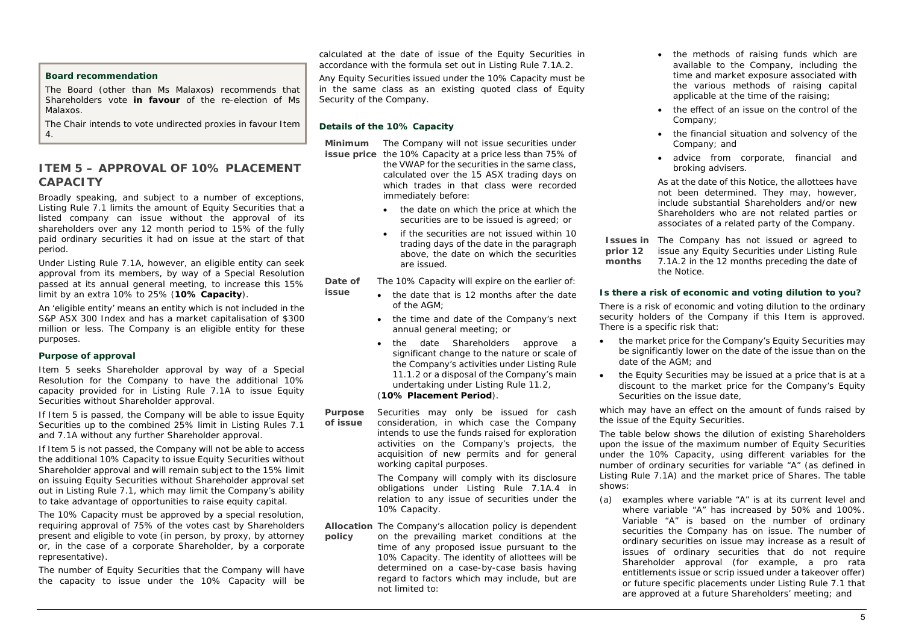**Board recommendation**

The Board (other than Ms Malaxos) recommends that Shareholders vote **in favour** of the re-election of Ms Malaxos.

The Chair intends to vote undirected proxies in favour Item 4.

## ITEM 5 – APPROVAL OF 10% PLACEMENT CAPACITY

Broadly speaking, and subject to a number of exceptions, Listing Rule 7.1 limits the amount of Equity Securities that a listed company can issue without the approval of its shareholders over any 12 month period to 15% of the fully paid ordinary securities it had on issue at the start of that period.

Under Listing Rule 7.1A, however, an eligible entity can seek approval from its members, by way of a Special Resolution passed at its annual general meeting, to increase this 15% limit by an extra 10% to 25% (**10% Capacity**).

An 'eligible entity' means an entity which is not included in the S&P ASX 300 Index and has a market capitalisation of $300 million or less. The Company is an eligible entity for these purposes.

### Purpose of approval

Item 5 seeks Shareholder approval by way of a Special Resolution for the Company to have the additional 10% capacity provided for in Listing Rule 7.1A to issue Equity Securities without Shareholder approval.

If Item 5 is passed, the Company will be able to issue Equity Securities up to the combined 25% limit in Listing Rules 7.1 and 7.1A without any further Shareholder approval.

If Item 5 is not passed, the Company will not be able to access the additional 10% Capacity to issue Equity Securities without Shareholder approval and will remain subject to the 15% limit on issuing Equity Securities without Shareholder approval set out in Listing Rule 7.1, which may limit the Company's ability to take advantage of opportunities to raise equity capital.

The 10% Capacity must be approved by a special resolution, requiring approval of 75% of the votes cast by Shareholders present and eligible to vote (in person, by proxy, by attorney or, in the case of a corporate Shareholder, by a corporate representative).

The number of Equity Securities that the Company will have the capacity to issue under the 10% Capacity will be calculated at the date of issue of the Equity Securities in accordance with the formula set out in Listing Rule 7.1A.2.

Any Equity Securities issued under the 10% Capacity must be in the same class as an existing quoted class of Equity Security of the Company.

### Details of the 10% Capacity

**Minimum issue price** The Company will not issue securities under the 10% Capacity at a price less than 75% of the VWAP for the securities in the same class, calculated over the 15 ASX trading days on which trades in that class were recorded immediately before:

- the date on which the price at which the securities are to be issued is agreed; or
- if the securities are not issued within 10 trading days of the date in the paragraph above, the date on which the securities are issued.

**Date of issue** The 10% Capacity will expire on the earlier of:

- the date that is 12 months after the date of the AGM;
- the time and date of the Company's next annual general meeting; or
- the date Shareholders approve a significant change to the nature or scale of the Company's activities under Listing Rule 11.1.2 or a disposal of the Company's main undertaking under Listing Rule 11.2,

(**10% Placement Period**).

**Purpose of issue** Securities may only be issued for cash consideration, in which case the Company intends to use the funds raised for exploration activities on the Company's projects, the acquisition of new permits and for general working capital purposes.

The Company will comply with its disclosure obligations under Listing Rule 7.1A.4 in relation to any issue of securities under the 10% Capacity.

**Allocation policy** The Company's allocation policy is dependent on the prevailing market conditions at the time of any proposed issue pursuant to the 10% Capacity. The identity of allottees will be determined on a case-by-case basis having regard to factors which may include, but are not limited to:

- the methods of raising funds which are available to the Company, including the time and market exposure associated with the various methods of raising capital applicable at the time of the raising;
- the effect of an issue on the control of the Company;
- the financial situation and solvency of the Company; and
- advice from corporate, financial and broking advisers.

As at the date of this Notice, the allottees have not been determined. They may, however, include substantial Shareholders and/or new Shareholders who are not related parties or associates of a related party of the Company.

**Issues in prior 12 months** The Company has not issued or agreed to issue any Equity Securities under Listing Rule 7.1A.2 in the 12 months preceding the date of the Notice.

### Is there a risk of economic and voting dilution to you?

There is a risk of economic and voting dilution to the ordinary security holders of the Company if this Item is approved. There is a specific risk that:

- the market price for the Company's Equity Securities may be significantly lower on the date of the issue than on the date of the AGM; and
- the Equity Securities may be issued at a price that is at a discount to the market price for the Company's Equity Securities on the issue date,

which may have an effect on the amount of funds raised by the issue of the Equity Securities.

The table below shows the dilution of existing Shareholders upon the issue of the maximum number of Equity Securities under the 10% Capacity, using different variables for the number of ordinary securities for variable "A" (as defined in Listing Rule 7.1A) and the market price of Shares. The table shows:

(a) examples where variable "A" is at its current level and where variable "A" has increased by 50% and 100%. Variable "A" is based on the number of ordinary securities the Company has on issue. The number of ordinary securities on issue may increase as a result of issues of ordinary securities that do not require Shareholder approval (for example, a pro rata entitlements issue or scrip issued under a takeover offer) or future specific placements under Listing Rule 7.1 that are approved at a future Shareholders' meeting; and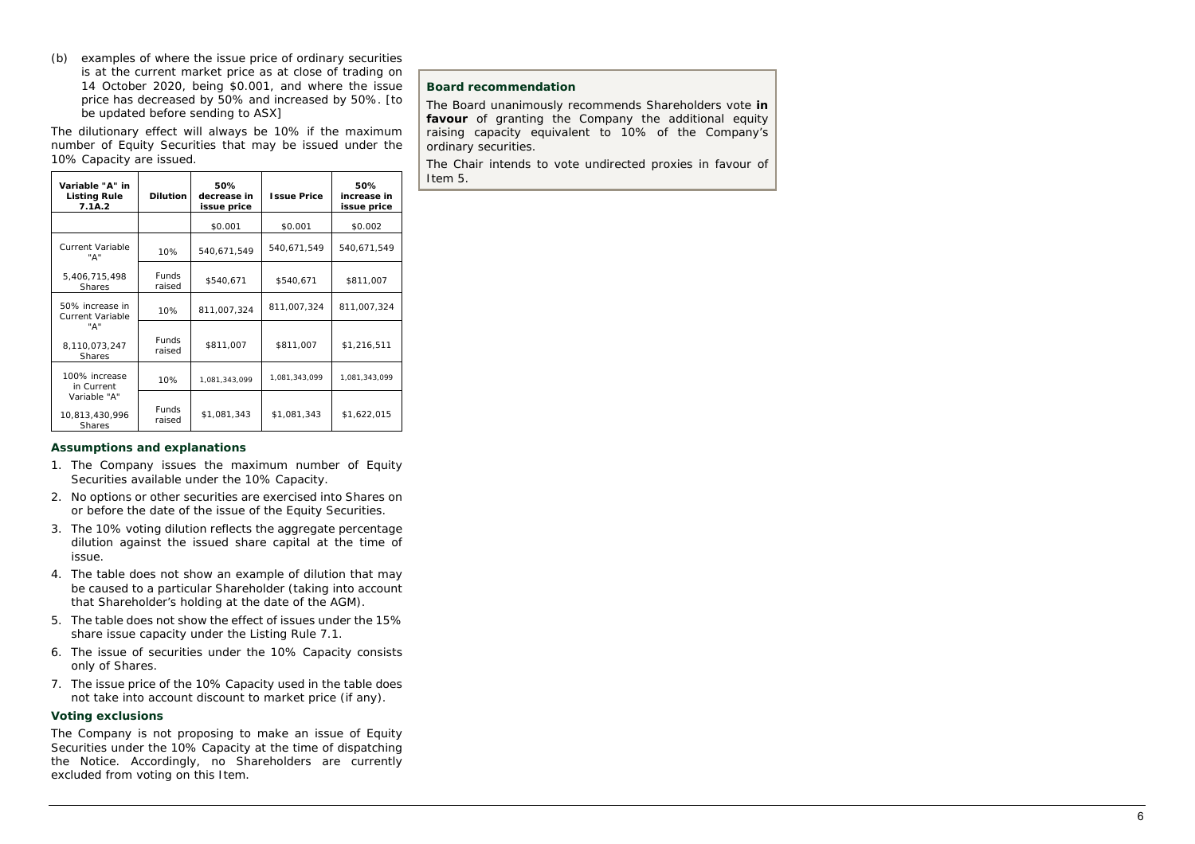(b) examples of where the issue price of ordinary securities is at the current market price as at close of trading on 14 October 2020, being $0.001, and where the issue price has decreased by 50% and increased by 50%. [to be updated before sending to ASX]

The dilutionary effect will always be 10% if the maximum number of Equity Securities that may be issued under the 10% Capacity are issued.

| Variable "A" in Listing Rule 7.1A.2 | Dilution | 50% decrease in issue price | Issue Price | 50% increase in issue price |
|---|---|---|---|---|
| | | $0.001 | $0.001 | $0.002 |
| Current Variable "A" | 10% | 540,671,549 | 540,671,549 | 540,671,549 |
| 5,406,715,498 Shares | Funds raised | $540,671 | $540,671 | $811,007 |
| 50% increase in Current Variable "A" | 10% | 811,007,324 | 811,007,324 | 811,007,324 |
| 8,110,073,247 Shares | Funds raised | $811,007 | $811,007 | $1,216,511 |
| 100% increase in Current Variable "A" | 10% | 1,081,343,099 | 1,081,343,099 | 1,081,343,099 |
| 10,813,430,996 Shares | Funds raised | $1,081,343 | $1,081,343 | $1,622,015 |

### Assumptions and explanations

1. The Company issues the maximum number of Equity Securities available under the 10% Capacity.
2. No options or other securities are exercised into Shares on or before the date of the issue of the Equity Securities.
3. The 10% voting dilution reflects the aggregate percentage dilution against the issued share capital at the time of issue.
4. The table does not show an example of dilution that may be caused to a particular Shareholder (taking into account that Shareholder's holding at the date of the AGM).
5. The table does not show the effect of issues under the 15% share issue capacity under the Listing Rule 7.1.
6. The issue of securities under the 10% Capacity consists only of Shares.
7. The issue price of the 10% Capacity used in the table does not take into account discount to market price (if any).

### Voting exclusions

The Company is not proposing to make an issue of Equity Securities under the 10% Capacity at the time of dispatching the Notice. Accordingly, no Shareholders are currently excluded from voting on this Item.

### Board recommendation

The Board unanimously recommends Shareholders vote **in favour** of granting the Company the additional equity raising capacity equivalent to 10% of the Company's ordinary securities.

The Chair intends to vote undirected proxies in favour of Item 5.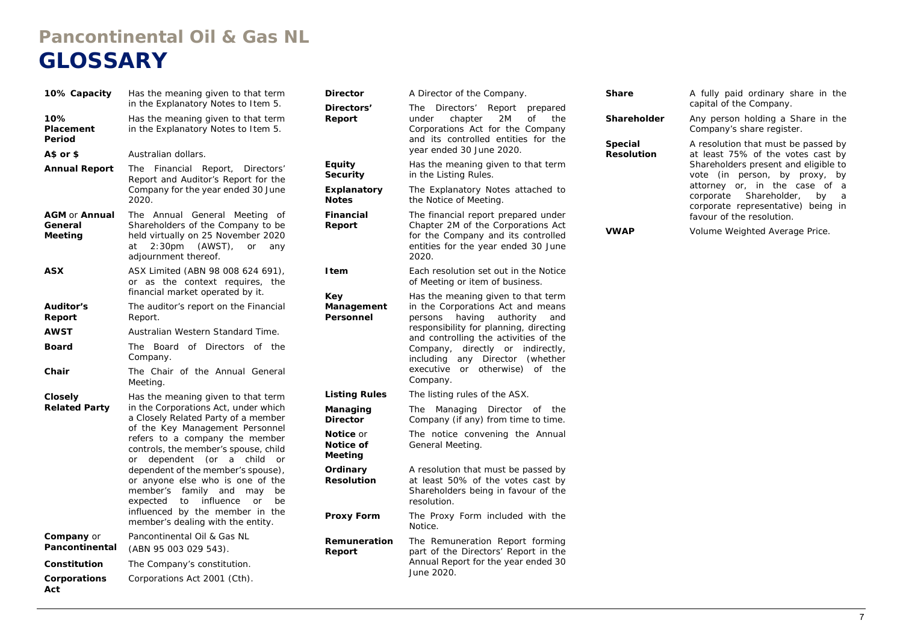# Pancontinental Oil & Gas NL

# GLOSSARY

| Term | Definition |
|---|---|
| **10% Capacity** | Has the meaning given to that term in the Explanatory Notes to Item 5. |
| **10% Placement Period** | Has the meaning given to that term in the Explanatory Notes to Item 5. |
| **A$ or $** | Australian dollars. |
| **Annual Report** | The Financial Report, Directors' Report and Auditor's Report for the Company for the year ended 30 June 2020. |
| **AGM** or **Annual General Meeting** | The Annual General Meeting of Shareholders of the Company to be held virtually on 25 November 2020 at 2:30pm (AWST), or any adjournment thereof. |
| **ASX** | ASX Limited (ABN 98 008 624 691), or as the context requires, the financial market operated by it. |
| **Auditor's Report** | The auditor's report on the Financial Report. |
| **AWST** | Australian Western Standard Time. |
| **Board** | The Board of Directors of the Company. |
| **Chair** | The Chair of the Annual General Meeting. |
| **Closely Related Party** | Has the meaning given to that term in the Corporations Act, under which a Closely Related Party of a member of the Key Management Personnel refers to a company the member controls, the member's spouse, child or dependent (or a child or dependent of the member's spouse), or anyone else who is one of the member's family and may be expected to influence or be influenced by the member in the member's dealing with the entity. |
| **Company** or **Pancontinental** | Pancontinental Oil & Gas NL (ABN 95 003 029 543). |
| **Constitution** | The Company's constitution. |
| **Corporations Act** | Corporations Act 2001 (Cth). |
| **Director** | A Director of the Company. |
| **Directors' Report** | The Directors' Report prepared under chapter 2M of the Corporations Act for the Company and its controlled entities for the year ended 30 June 2020. |
| **Equity Security** | Has the meaning given to that term in the Listing Rules. |
| **Explanatory Notes** | The Explanatory Notes attached to the Notice of Meeting. |
| **Financial Report** | The financial report prepared under Chapter 2M of the Corporations Act for the Company and its controlled entities for the year ended 30 June 2020. |
| **Item** | Each resolution set out in the Notice of Meeting or item of business. |
| **Key Management Personnel** | Has the meaning given to that term in the Corporations Act and means persons having authority and responsibility for planning, directing and controlling the activities of the Company, directly or indirectly, including any Director (whether executive or otherwise) of the Company. |
| **Listing Rules** | The listing rules of the ASX. |
| **Managing Director** | The Managing Director of the Company (if any) from time to time. |
| **Notice** or **Notice of Meeting** | The notice convening the Annual General Meeting. |
| **Ordinary Resolution** | A resolution that must be passed by at least 50% of the votes cast by Shareholders being in favour of the resolution. |
| **Proxy Form** | The Proxy Form included with the Notice. |
| **Remuneration Report** | The Remuneration Report forming part of the Directors' Report in the Annual Report for the year ended 30 June 2020. |
| **Share** | A fully paid ordinary share in the capital of the Company. |
| **Shareholder** | Any person holding a Share in the Company's share register. |
| **Special Resolution** | A resolution that must be passed by at least 75% of the votes cast by Shareholders present and eligible to vote (in person, by proxy, by attorney or, in the case of a corporate Shareholder, by a corporate representative) being in favour of the resolution. |
| **VWAP** | Volume Weighted Average Price. |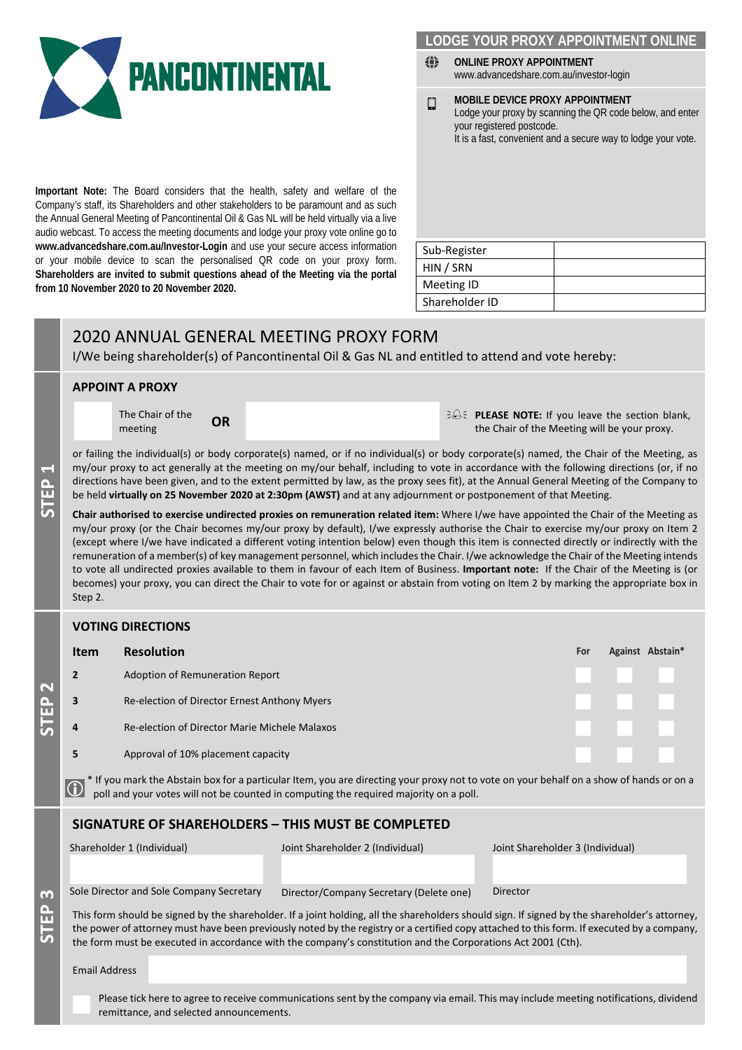# PANCONTINENTAL

## LODGE YOUR PROXY APPOINTMENT ONLINE

**ONLINE PROXY APPOINTMENT**
www.advancedshare.com.au/investor-login

**MOBILE DEVICE PROXY APPOINTMENT**
Lodge your proxy by scanning the QR code below, and enter your registered postcode.
It is a fast, convenient and a secure way to lodge your vote.

**Important Note:** The Board considers that the health, safety and welfare of the Company's staff, its Shareholders and other stakeholders to be paramount and as such the Annual General Meeting of Pancontinental Oil & Gas NL will be held virtually via a live audio webcast. To access the meeting documents and lodge your proxy vote online go to **www.advancedshare.com.au/Investor-Login** and use your secure access information or your mobile device to scan the personalised QR code on your proxy form. **Shareholders are invited to submit questions ahead of the Meeting via the portal from 10 November 2020 to 20 November 2020.**

| Sub-Register | |
|---|---|
| HIN / SRN | |
| Meeting ID | |
| Shareholder ID | |

## 2020 ANNUAL GENERAL MEETING PROXY FORM

I/We being shareholder(s) of Pancontinental Oil & Gas NL and entitled to attend and vote hereby:

## STEP 1

### APPOINT A PROXY

☐ The Chair of the meeting **OR** ______________

**PLEASE NOTE:** If you leave the section blank, the Chair of the Meeting will be your proxy.

or failing the individual(s) or body corporate(s) named, or if no individual(s) or body corporate(s) named, the Chair of the Meeting, as my/our proxy to act generally at the meeting on my/our behalf, including to vote in accordance with the following directions (or, if no directions have been given, and to the extent permitted by law, as the proxy sees fit), at the Annual General Meeting of the Company to be held **virtually on 25 November 2020 at 2:30pm (AWST)** and at any adjournment or postponement of that Meeting.

**Chair authorised to exercise undirected proxies on remuneration related item:** Where I/we have appointed the Chair of the Meeting as my/our proxy (or the Chair becomes my/our proxy by default), I/we expressly authorise the Chair to exercise my/our proxy on Item 2 (except where I/we have indicated a different voting intention below) even though this item is connected directly or indirectly with the remuneration of a member(s) of key management personnel, which includes the Chair. I/we acknowledge the Chair of the Meeting intends to vote all undirected proxies available to them in favour of each Item of Business. **Important note:** If the Chair of the Meeting is (or becomes) your proxy, you can direct the Chair to vote for or against or abstain from voting on Item 2 by marking the appropriate box in Step 2.

## STEP 2

### VOTING DIRECTIONS

| Item | Resolution | For | Against | Abstain* |
|---|---|---|---|---|
| 2 | Adoption of Remuneration Report | ☐ | ☐ | ☐ |
| 3 | Re-election of Director Ernest Anthony Myers | ☐ | ☐ | ☐ |
| 4 | Re-election of Director Marie Michele Malaxos | ☐ | ☐ | ☐ |
| 5 | Approval of 10% placement capacity | ☐ | ☐ | ☐ |

\* If you mark the Abstain box for a particular Item, you are directing your proxy not to vote on your behalf on a show of hands or on a poll and your votes will not be counted in computing the required majority on a poll.

## STEP 3

### SIGNATURE OF SHAREHOLDERS – THIS MUST BE COMPLETED

| Shareholder 1 (Individual) | Joint Shareholder 2 (Individual) | Joint Shareholder 3 (Individual) |
|---|---|---|
| | | |
| Sole Director and Sole Company Secretary | Director/Company Secretary (Delete one) | Director |

This form should be signed by the shareholder. If a joint holding, all the shareholders should sign. If signed by the shareholder's attorney, the power of attorney must have been previously noted by the registry or a certified copy attached to this form. If executed by a company, the form must be executed in accordance with the company's constitution and the Corporations Act 2001 (Cth).

Email Address ______________

☐ Please tick here to agree to receive communications sent by the company via email. This may include meeting notifications, dividend remittance, and selected announcements.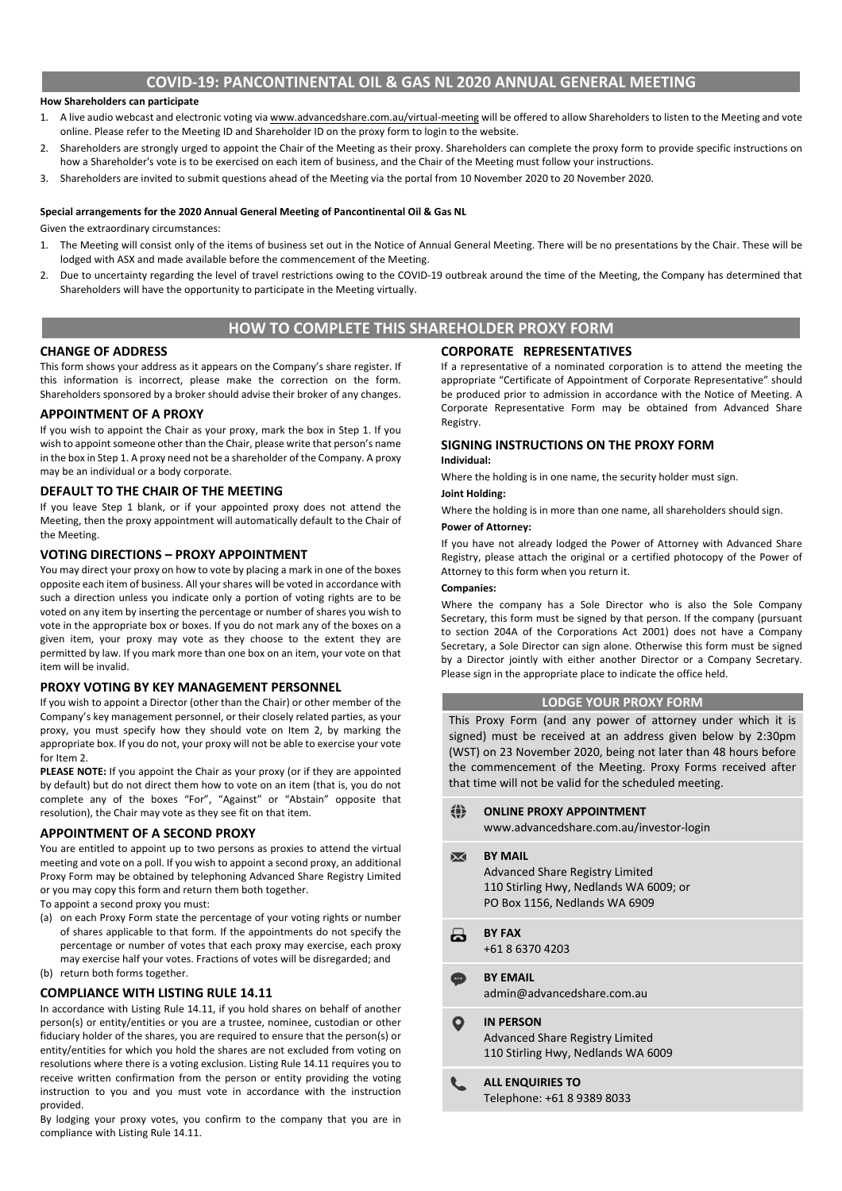## COVID-19: PANCONTINENTAL OIL & GAS NL 2020 ANNUAL GENERAL MEETING

**How Shareholders can participate**

1. A live audio webcast and electronic voting via www.advancedshare.com.au/virtual-meeting will be offered to allow Shareholders to listen to the Meeting and vote online. Please refer to the Meeting ID and Shareholder ID on the proxy form to login to the website.
2. Shareholders are strongly urged to appoint the Chair of the Meeting as their proxy. Shareholders can complete the proxy form to provide specific instructions on how a Shareholder's vote is to be exercised on each item of business, and the Chair of the Meeting must follow your instructions.
3. Shareholders are invited to submit questions ahead of the Meeting via the portal from 10 November 2020 to 20 November 2020.

**Special arrangements for the 2020 Annual General Meeting of Pancontinental Oil & Gas NL**

Given the extraordinary circumstances:

1. The Meeting will consist only of the items of business set out in the Notice of Annual General Meeting. There will be no presentations by the Chair. These will be lodged with ASX and made available before the commencement of the Meeting.
2. Due to uncertainty regarding the level of travel restrictions owing to the COVID-19 outbreak around the time of the Meeting, the Company has determined that Shareholders will have the opportunity to participate in the Meeting virtually.

## HOW TO COMPLETE THIS SHAREHOLDER PROXY FORM

### CHANGE OF ADDRESS

This form shows your address as it appears on the Company's share register. If this information is incorrect, please make the correction on the form. Shareholders sponsored by a broker should advise their broker of any changes.

### APPOINTMENT OF A PROXY

If you wish to appoint the Chair as your proxy, mark the box in Step 1. If you wish to appoint someone other than the Chair, please write that person's name in the box in Step 1. A proxy need not be a shareholder of the Company. A proxy may be an individual or a body corporate.

### DEFAULT TO THE CHAIR OF THE MEETING

If you leave Step 1 blank, or if your appointed proxy does not attend the Meeting, then the proxy appointment will automatically default to the Chair of the Meeting.

### VOTING DIRECTIONS – PROXY APPOINTMENT

You may direct your proxy on how to vote by placing a mark in one of the boxes opposite each item of business. All your shares will be voted in accordance with such a direction unless you indicate only a portion of voting rights are to be voted on any item by inserting the percentage or number of shares you wish to vote in the appropriate box or boxes. If you do not mark any of the boxes on a given item, your proxy may vote as they choose to the extent they are permitted by law. If you mark more than one box on an item, your vote on that item will be invalid.

### PROXY VOTING BY KEY MANAGEMENT PERSONNEL

If you wish to appoint a Director (other than the Chair) or other member of the Company's key management personnel, or their closely related parties, as your proxy, you must specify how they should vote on Item 2, by marking the appropriate box. If you do not, your proxy will not be able to exercise your vote for Item 2.

**PLEASE NOTE:** If you appoint the Chair as your proxy (or if they are appointed by default) but do not direct them how to vote on an item (that is, you do not complete any of the boxes "For", "Against" or "Abstain" opposite that resolution), the Chair may vote as they see fit on that item.

### APPOINTMENT OF A SECOND PROXY

You are entitled to appoint up to two persons as proxies to attend the virtual meeting and vote on a poll. If you wish to appoint a second proxy, an additional Proxy Form may be obtained by telephoning Advanced Share Registry Limited or you may copy this form and return them both together.

To appoint a second proxy you must:

(a) on each Proxy Form state the percentage of your voting rights or number of shares applicable to that form. If the appointments do not specify the percentage or number of votes that each proxy may exercise, each proxy may exercise half your votes. Fractions of votes will be disregarded; and

(b) return both forms together.

### COMPLIANCE WITH LISTING RULE 14.11

In accordance with Listing Rule 14.11, if you hold shares on behalf of another person(s) or entity/entities or you are a trustee, nominee, custodian or other fiduciary holder of the shares, you are required to ensure that the person(s) or entity/entities for which you hold the shares are not excluded from voting on resolutions where there is a voting exclusion. Listing Rule 14.11 requires you to receive written confirmation from the person or entity providing the voting instruction to you and you must vote in accordance with the instruction provided.

By lodging your proxy votes, you confirm to the company that you are in compliance with Listing Rule 14.11.

### CORPORATE REPRESENTATIVES

If a representative of a nominated corporation is to attend the meeting the appropriate "Certificate of Appointment of Corporate Representative" should be produced prior to admission in accordance with the Notice of Meeting. A Corporate Representative Form may be obtained from Advanced Share Registry.

### SIGNING INSTRUCTIONS ON THE PROXY FORM

**Individual:**

Where the holding is in one name, the security holder must sign.

**Joint Holding:**

Where the holding is in more than one name, all shareholders should sign.

**Power of Attorney:**

If you have not already lodged the Power of Attorney with Advanced Share Registry, please attach the original or a certified photocopy of the Power of Attorney to this form when you return it.

**Companies:**

Where the company has a Sole Director who is also the Sole Company Secretary, this form must be signed by that person. If the company (pursuant to section 204A of the Corporations Act 2001) does not have a Company Secretary, a Sole Director can sign alone. Otherwise this form must be signed by a Director jointly with either another Director or a Company Secretary. Please sign in the appropriate place to indicate the office held.

### LODGE YOUR PROXY FORM

This Proxy Form (and any power of attorney under which it is signed) must be received at an address given below by 2:30pm (WST) on 23 November 2020, being not later than 48 hours before the commencement of the Meeting. Proxy Forms received after that time will not be valid for the scheduled meeting.

**ONLINE PROXY APPOINTMENT**
www.advancedshare.com.au/investor-login

**BY MAIL**
Advanced Share Registry Limited
110 Stirling Hwy, Nedlands WA 6009; or
PO Box 1156, Nedlands WA 6909

**BY FAX**
+61 8 6370 4203

**BY EMAIL**
admin@advancedshare.com.au

**IN PERSON**
Advanced Share Registry Limited
110 Stirling Hwy, Nedlands WA 6009

**ALL ENQUIRIES TO**
Telephone: +61 8 9389 8033